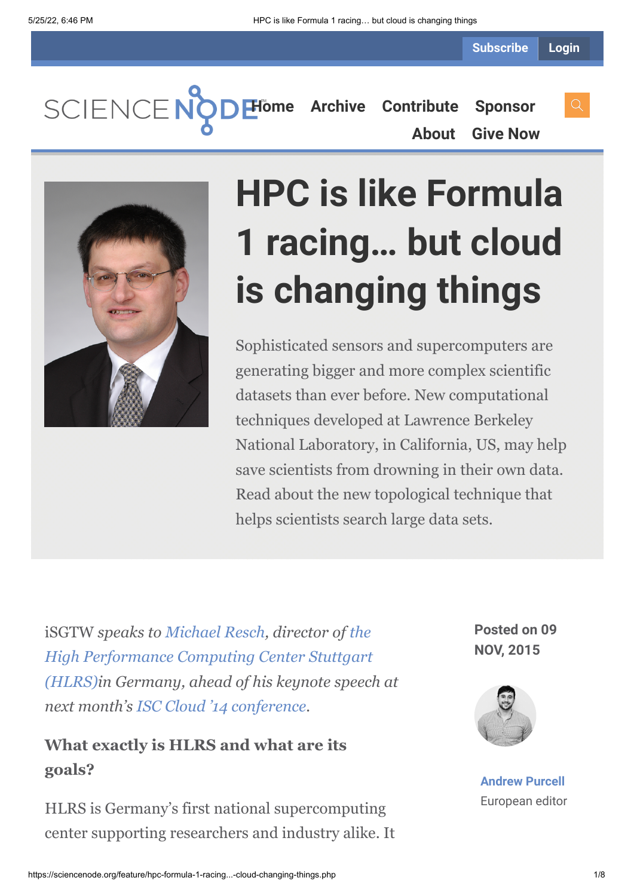Subscribe Login

SCIENCE NODE

Home Archive Contribute Sponsor About Give Now

# HPC is like Formula 1 racing… but cloud is changing things

Sophisticated sensors and supercomputers are generating bigger and more complex scientific datasets than ever before. New computational techniques developed at Lawrence Berkeley National Laboratory, in California, US, may help save scientists from drowning in their own data. Read about the new topological technique that helps scientists search large data sets.

**Posted on 09 NOV, 2015**

**Andrew Purcell**
European editor

iSGTW *speaks to Michael Resch, director of the High Performance Computing Center Stuttgart (HLRS)in Germany, ahead of his keynote speech at next month's ISC Cloud '14 conference.*

### What exactly is HLRS and what are its goals?

HLRS is Germany's first national supercomputing center supporting researchers and industry alike. It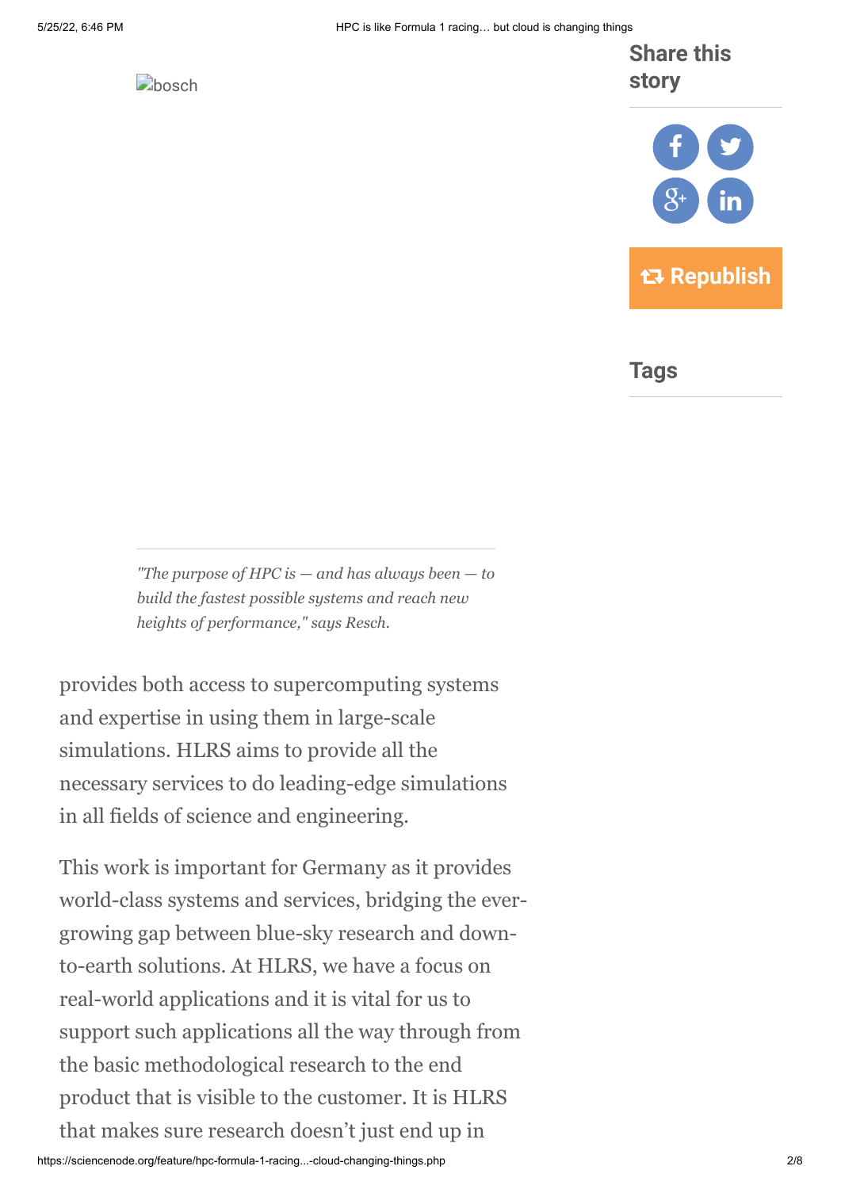bosch

*"The purpose of HPC is — and has always been — to build the fastest possible systems and reach new heights of performance," says Resch.*

provides both access to supercomputing systems and expertise in using them in large-scale simulations. HLRS aims to provide all the necessary services to do leading-edge simulations in all fields of science and engineering.

This work is important for Germany as it provides world-class systems and services, bridging the ever-growing gap between blue-sky research and down-to-earth solutions. At HLRS, we have a focus on real-world applications and it is vital for us to support such applications all the way through from the basic methodological research to the end product that is visible to the customer. It is HLRS that makes sure research doesn't just end up in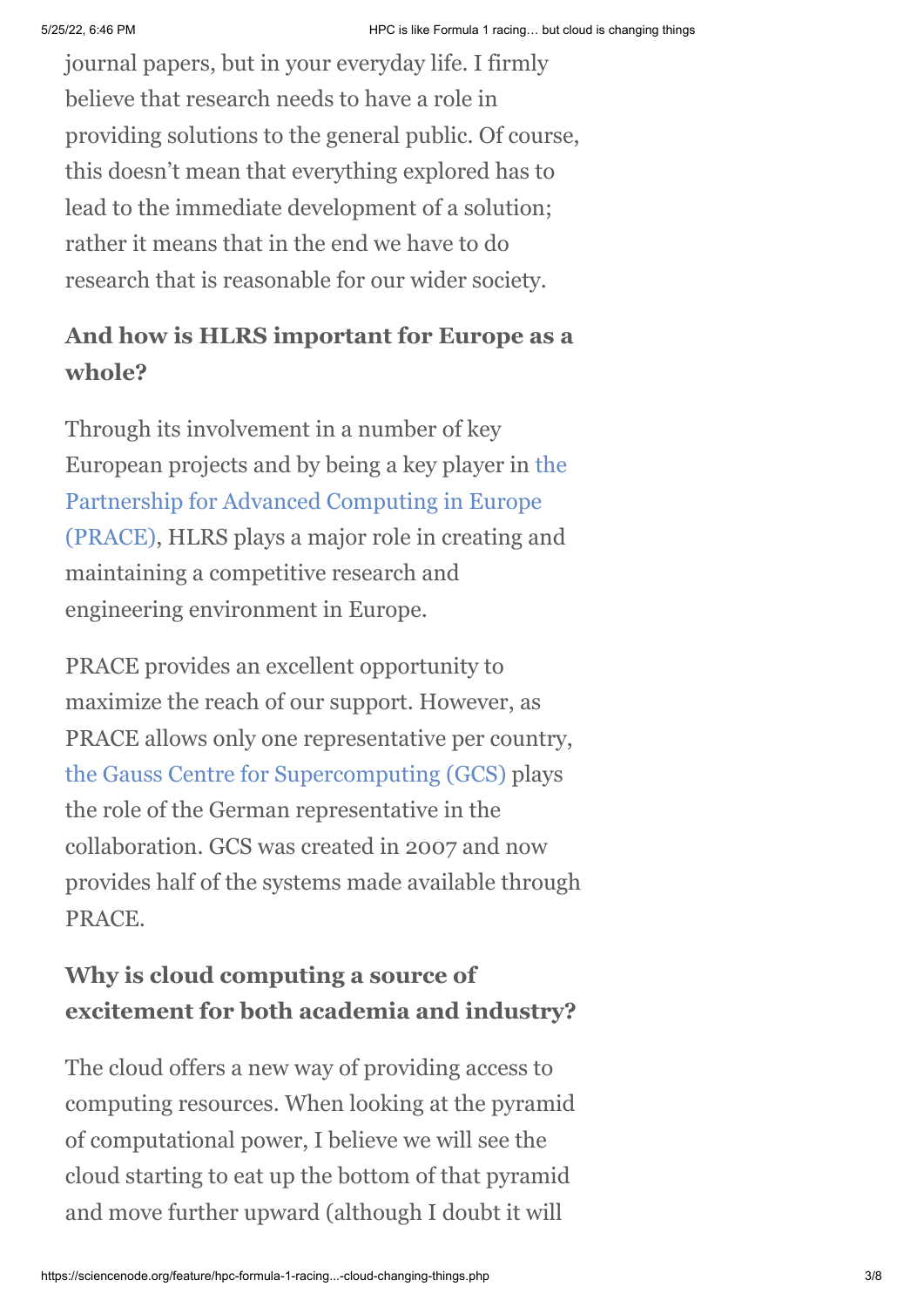journal papers, but in your everyday life. I firmly believe that research needs to have a role in providing solutions to the general public. Of course, this doesn't mean that everything explored has to lead to the immediate development of a solution; rather it means that in the end we have to do research that is reasonable for our wider society.

### And how is HLRS important for Europe as a whole?

Through its involvement in a number of key European projects and by being a key player in the Partnership for Advanced Computing in Europe (PRACE), HLRS plays a major role in creating and maintaining a competitive research and engineering environment in Europe.

PRACE provides an excellent opportunity to maximize the reach of our support. However, as PRACE allows only one representative per country, the Gauss Centre for Supercomputing (GCS) plays the role of the German representative in the collaboration. GCS was created in 2007 and now provides half of the systems made available through PRACE.

### Why is cloud computing a source of excitement for both academia and industry?

The cloud offers a new way of providing access to computing resources. When looking at the pyramid of computational power, I believe we will see the cloud starting to eat up the bottom of that pyramid and move further upward (although I doubt it will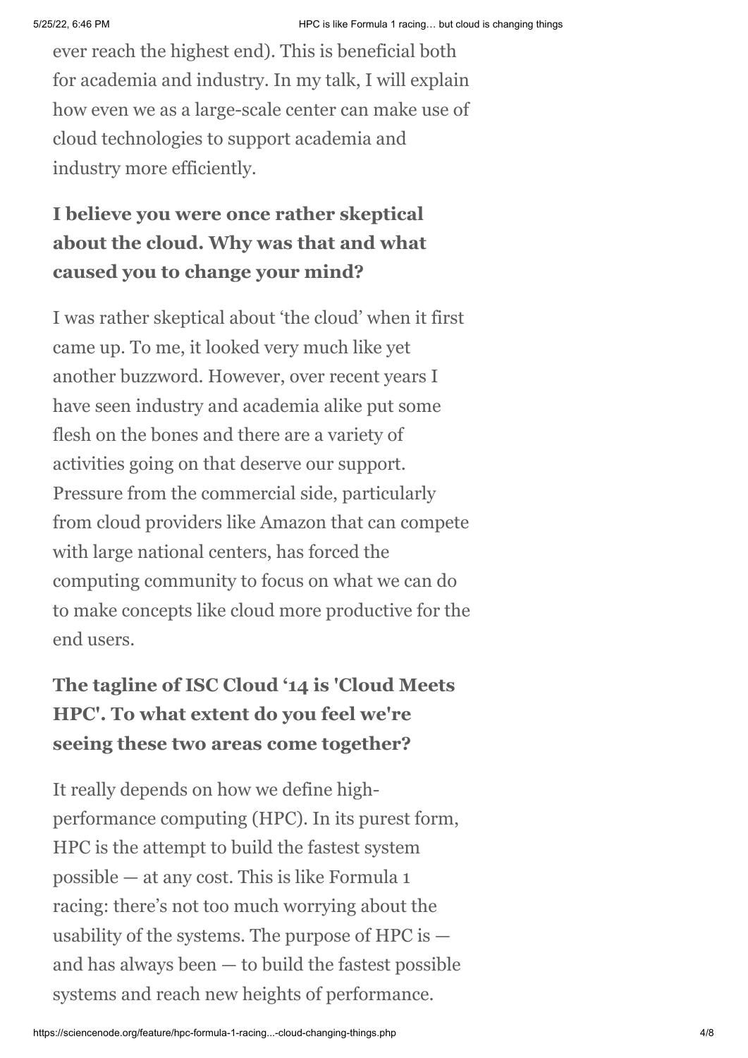ever reach the highest end). This is beneficial both for academia and industry. In my talk, I will explain how even we as a large-scale center can make use of cloud technologies to support academia and industry more efficiently.

**I believe you were once rather skeptical about the cloud. Why was that and what caused you to change your mind?**

I was rather skeptical about 'the cloud' when it first came up. To me, it looked very much like yet another buzzword. However, over recent years I have seen industry and academia alike put some flesh on the bones and there are a variety of activities going on that deserve our support. Pressure from the commercial side, particularly from cloud providers like Amazon that can compete with large national centers, has forced the computing community to focus on what we can do to make concepts like cloud more productive for the end users.

**The tagline of ISC Cloud '14 is 'Cloud Meets HPC'. To what extent do you feel we're seeing these two areas come together?**

It really depends on how we define high-performance computing (HPC). In its purest form, HPC is the attempt to build the fastest system possible — at any cost. This is like Formula 1 racing: there's not too much worrying about the usability of the systems. The purpose of HPC is — and has always been — to build the fastest possible systems and reach new heights of performance.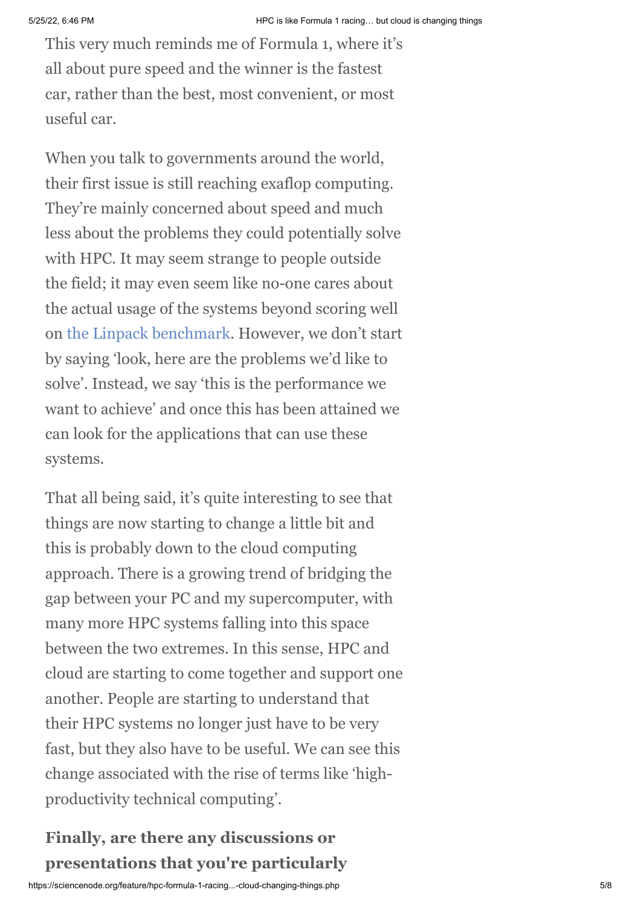This very much reminds me of Formula 1, where it's all about pure speed and the winner is the fastest car, rather than the best, most convenient, or most useful car.

When you talk to governments around the world, their first issue is still reaching exaflop computing. They're mainly concerned about speed and much less about the problems they could potentially solve with HPC. It may seem strange to people outside the field; it may even seem like no-one cares about the actual usage of the systems beyond scoring well on the Linpack benchmark. However, we don't start by saying 'look, here are the problems we'd like to solve'. Instead, we say 'this is the performance we want to achieve' and once this has been attained we can look for the applications that can use these systems.

That all being said, it's quite interesting to see that things are now starting to change a little bit and this is probably down to the cloud computing approach. There is a growing trend of bridging the gap between your PC and my supercomputer, with many more HPC systems falling into this space between the two extremes. In this sense, HPC and cloud are starting to come together and support one another. People are starting to understand that their HPC systems no longer just have to be very fast, but they also have to be useful. We can see this change associated with the rise of terms like 'high-productivity technical computing'.

**Finally, are there any discussions or presentations that you're particularly**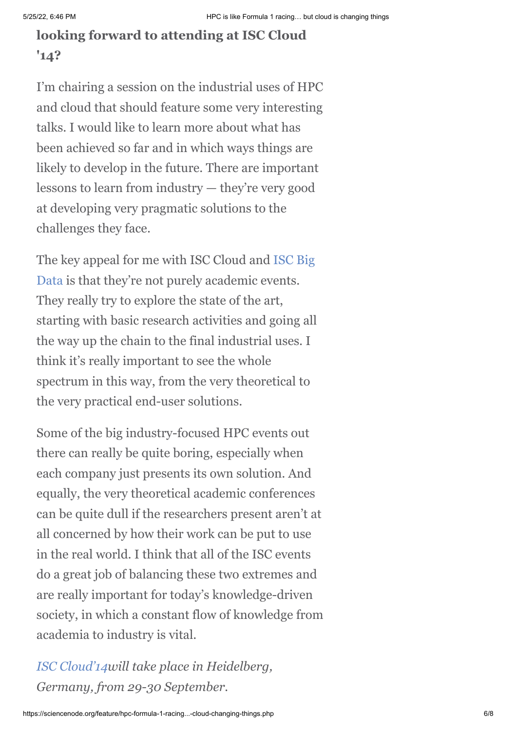**looking forward to attending at ISC Cloud '14?**

I'm chairing a session on the industrial uses of HPC and cloud that should feature some very interesting talks. I would like to learn more about what has been achieved so far and in which ways things are likely to develop in the future. There are important lessons to learn from industry — they're very good at developing very pragmatic solutions to the challenges they face.

The key appeal for me with ISC Cloud and ISC Big Data is that they're not purely academic events. They really try to explore the state of the art, starting with basic research activities and going all the way up the chain to the final industrial uses. I think it's really important to see the whole spectrum in this way, from the very theoretical to the very practical end-user solutions.

Some of the big industry-focused HPC events out there can really be quite boring, especially when each company just presents its own solution. And equally, the very theoretical academic conferences can be quite dull if the researchers present aren't at all concerned by how their work can be put to use in the real world. I think that all of the ISC events do a great job of balancing these two extremes and are really important for today's knowledge-driven society, in which a constant flow of knowledge from academia to industry is vital.

*ISC Cloud'14will take place in Heidelberg, Germany, from 29-30 September.*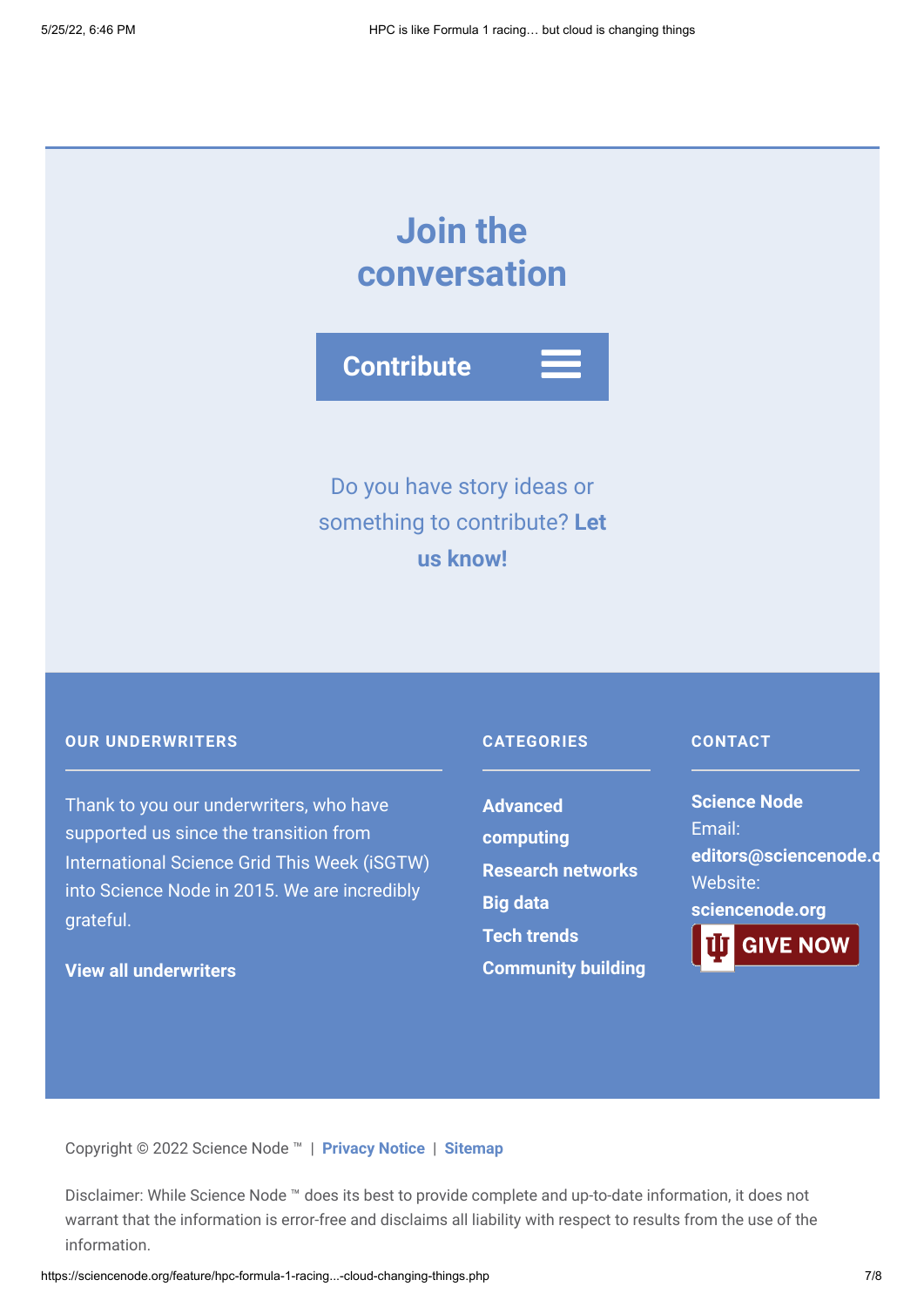## Join the conversation

**Contribute**

Do you have story ideas or something to contribute? **Let us know!**

### OUR UNDERWRITERS

Thank to you our underwriters, who have supported us since the transition from International Science Grid This Week (iSGTW) into Science Node in 2015. We are incredibly grateful.

**View all underwriters**

### CATEGORIES

**Advanced computing**

**Research networks**

**Big data**

**Tech trends**

**Community building**

### CONTACT

**Science Node**

Email:

**editors@sciencenode.o**

Website:

**sciencenode.org**

**GIVE NOW**

Copyright © 2022 Science Node ™ | **Privacy Notice** | **Sitemap**

Disclaimer: While Science Node ™ does its best to provide complete and up-to-date information, it does not warrant that the information is error-free and disclaims all liability with respect to results from the use of the information.